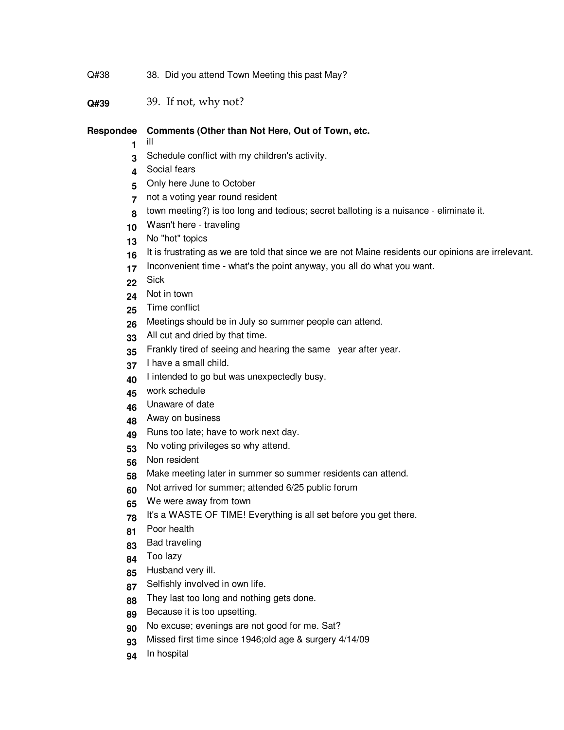Q#38 38. Did you attend Town Meeting this past May?

**Q#39** 39. If not, why not?

| Respondee | Comments (Other than Not Here, Out of Town, etc. |
|---|---|
| 1 | ill |
| 3 | Schedule conflict with my children's activity. |
| 4 | Social fears |
| 5 | Only here June to October |
| 7 | not a voting year round resident |
| 8 | town meeting?) is too long and tedious; secret balloting is a nuisance - eliminate it. |
| 10 | Wasn't here - traveling |
| 13 | No "hot" topics |
| 16 | It is frustrating as we are told that since we are not Maine residents our opinions are irrelevant. |
| 17 | Inconvenient time - what's the point anyway, you all do what you want. |
| 22 | Sick |
| 24 | Not in town |
| 25 | Time conflict |
| 26 | Meetings should be in July so summer people can attend. |
| 33 | All cut and dried by that time. |
| 35 | Frankly tired of seeing and hearing the same year after year. |
| 37 | I have a small child. |
| 40 | I intended to go but was unexpectedly busy. |
| 45 | work schedule |
| 46 | Unaware of date |
| 48 | Away on business |
| 49 | Runs too late; have to work next day. |
| 53 | No voting privileges so why attend. |
| 56 | Non resident |
| 58 | Make meeting later in summer so summer residents can attend. |
| 60 | Not arrived for summer; attended 6/25 public forum |
| 65 | We were away from town |
| 78 | It's a WASTE OF TIME! Everything is all set before you get there. |
| 81 | Poor health |
| 83 | Bad traveling |
| 84 | Too lazy |
| 85 | Husband very ill. |
| 87 | Selfishly involved in own life. |
| 88 | They last too long and nothing gets done. |
| 89 | Because it is too upsetting. |
| 90 | No excuse; evenings are not good for me. Sat? |
| 93 | Missed first time since 1946;old age & surgery 4/14/09 |
| 94 | In hospital |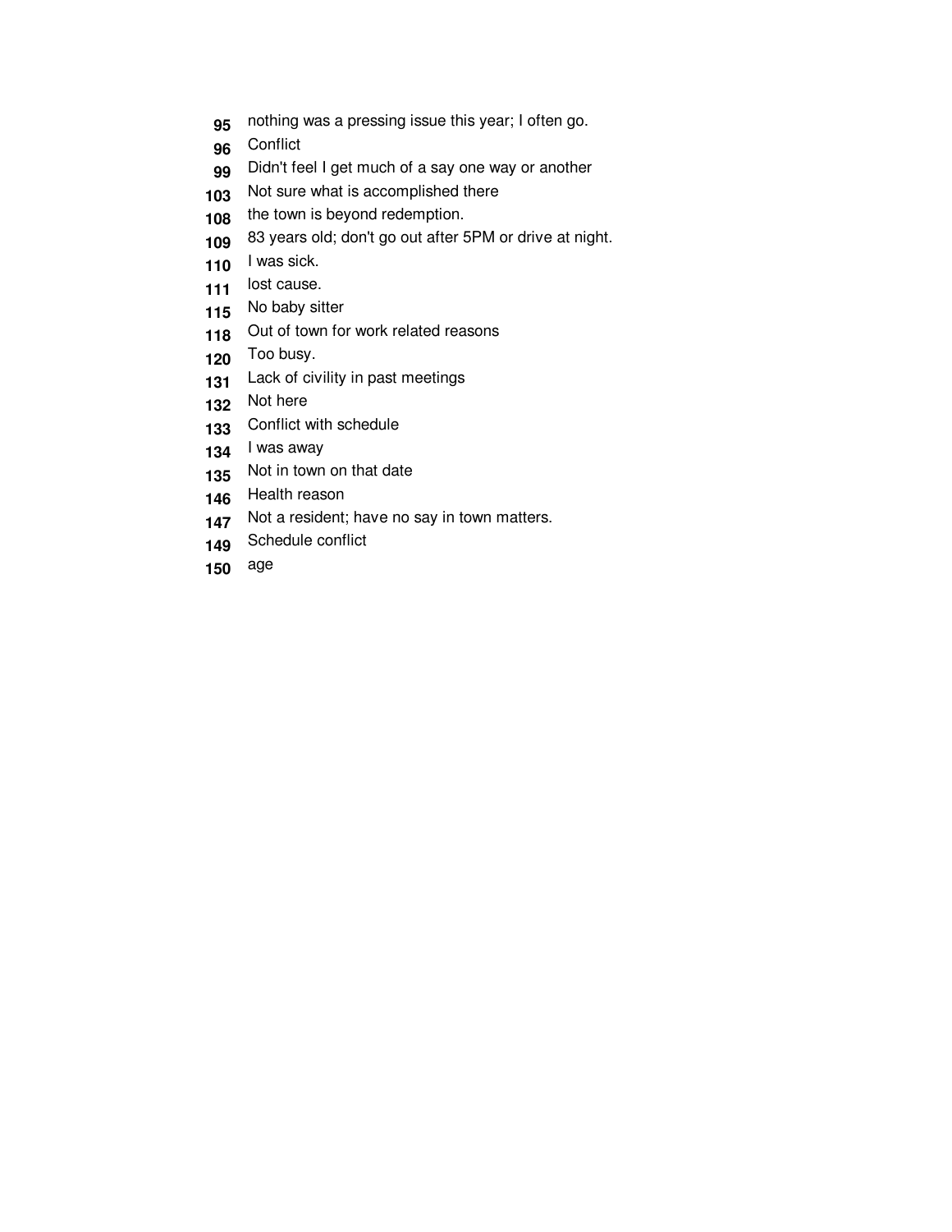| | |
|---|---|
| **95** | nothing was a pressing issue this year; I often go. |
| **96** | Conflict |
| **99** | Didn't feel I get much of a say one way or another |
| **103** | Not sure what is accomplished there |
| **108** | the town is beyond redemption. |
| **109** | 83 years old; don't go out after 5PM or drive at night. |
| **110** | I was sick. |
| **111** | lost cause. |
| **115** | No baby sitter |
| **118** | Out of town for work related reasons |
| **120** | Too busy. |
| **131** | Lack of civility in past meetings |
| **132** | Not here |
| **133** | Conflict with schedule |
| **134** | I was away |
| **135** | Not in town on that date |
| **146** | Health reason |
| **147** | Not a resident; have no say in town matters. |
| **149** | Schedule conflict |
| **150** | age |